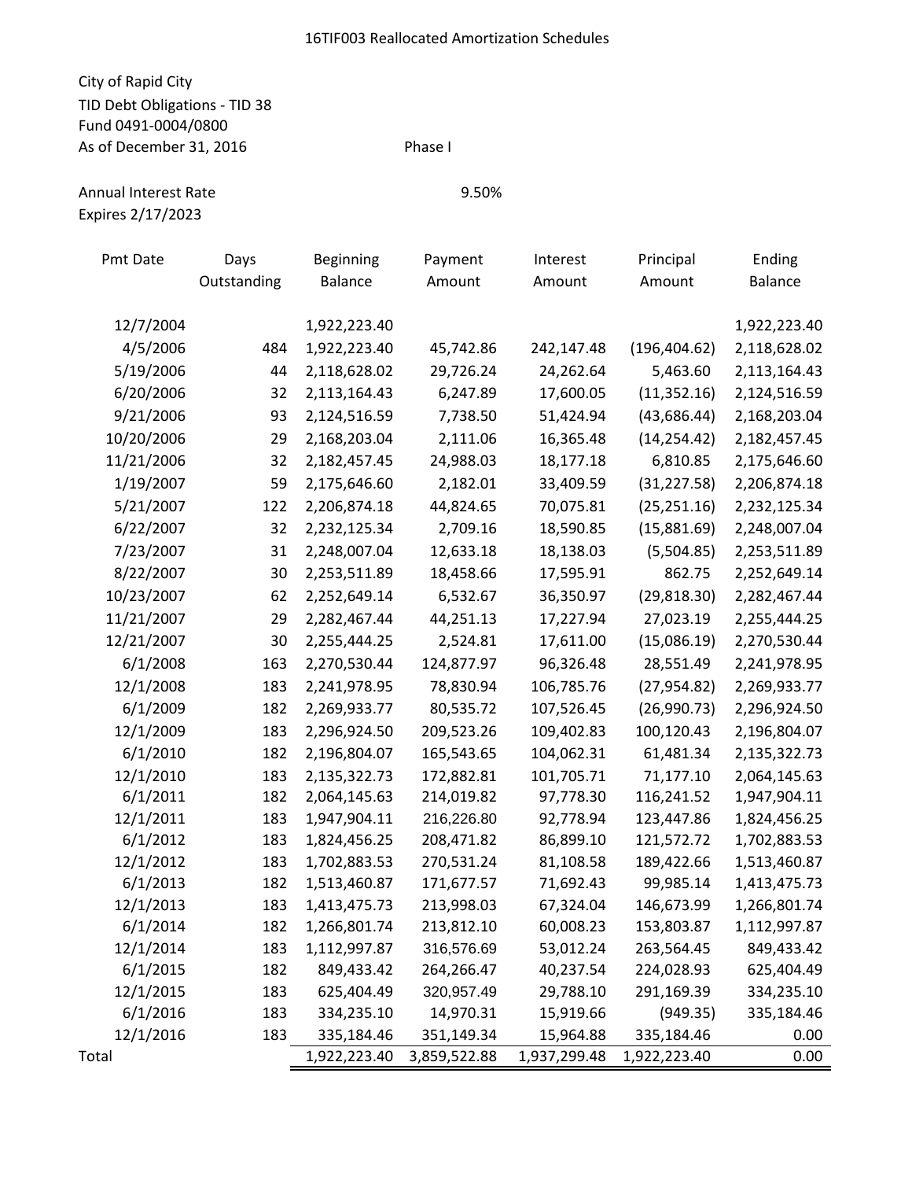16TIF003 Reallocated Amortization Schedules

City of Rapid City
TID Debt Obligations - TID 38
Fund 0491-0004/0800
As of December 31, 2016

Phase I

Annual Interest Rate 9.50%
Expires 2/17/2023

| Pmt Date | Days Outstanding | Beginning Balance | Payment Amount | Interest Amount | Principal Amount | Ending Balance |
|---|---|---|---|---|---|---|
| 12/7/2004 | | 1,922,223.40 | | | | 1,922,223.40 |
| 4/5/2006 | 484 | 1,922,223.40 | 45,742.86 | 242,147.48 | (196,404.62) | 2,118,628.02 |
| 5/19/2006 | 44 | 2,118,628.02 | 29,726.24 | 24,262.64 | 5,463.60 | 2,113,164.43 |
| 6/20/2006 | 32 | 2,113,164.43 | 6,247.89 | 17,600.05 | (11,352.16) | 2,124,516.59 |
| 9/21/2006 | 93 | 2,124,516.59 | 7,738.50 | 51,424.94 | (43,686.44) | 2,168,203.04 |
| 10/20/2006 | 29 | 2,168,203.04 | 2,111.06 | 16,365.48 | (14,254.42) | 2,182,457.45 |
| 11/21/2006 | 32 | 2,182,457.45 | 24,988.03 | 18,177.18 | 6,810.85 | 2,175,646.60 |
| 1/19/2007 | 59 | 2,175,646.60 | 2,182.01 | 33,409.59 | (31,227.58) | 2,206,874.18 |
| 5/21/2007 | 122 | 2,206,874.18 | 44,824.65 | 70,075.81 | (25,251.16) | 2,232,125.34 |
| 6/22/2007 | 32 | 2,232,125.34 | 2,709.16 | 18,590.85 | (15,881.69) | 2,248,007.04 |
| 7/23/2007 | 31 | 2,248,007.04 | 12,633.18 | 18,138.03 | (5,504.85) | 2,253,511.89 |
| 8/22/2007 | 30 | 2,253,511.89 | 18,458.66 | 17,595.91 | 862.75 | 2,252,649.14 |
| 10/23/2007 | 62 | 2,252,649.14 | 6,532.67 | 36,350.97 | (29,818.30) | 2,282,467.44 |
| 11/21/2007 | 29 | 2,282,467.44 | 44,251.13 | 17,227.94 | 27,023.19 | 2,255,444.25 |
| 12/21/2007 | 30 | 2,255,444.25 | 2,524.81 | 17,611.00 | (15,086.19) | 2,270,530.44 |
| 6/1/2008 | 163 | 2,270,530.44 | 124,877.97 | 96,326.48 | 28,551.49 | 2,241,978.95 |
| 12/1/2008 | 183 | 2,241,978.95 | 78,830.94 | 106,785.76 | (27,954.82) | 2,269,933.77 |
| 6/1/2009 | 182 | 2,269,933.77 | 80,535.72 | 107,526.45 | (26,990.73) | 2,296,924.50 |
| 12/1/2009 | 183 | 2,296,924.50 | 209,523.26 | 109,402.83 | 100,120.43 | 2,196,804.07 |
| 6/1/2010 | 182 | 2,196,804.07 | 165,543.65 | 104,062.31 | 61,481.34 | 2,135,322.73 |
| 12/1/2010 | 183 | 2,135,322.73 | 172,882.81 | 101,705.71 | 71,177.10 | 2,064,145.63 |
| 6/1/2011 | 182 | 2,064,145.63 | 214,019.82 | 97,778.30 | 116,241.52 | 1,947,904.11 |
| 12/1/2011 | 183 | 1,947,904.11 | 216,226.80 | 92,778.94 | 123,447.86 | 1,824,456.25 |
| 6/1/2012 | 183 | 1,824,456.25 | 208,471.82 | 86,899.10 | 121,572.72 | 1,702,883.53 |
| 12/1/2012 | 183 | 1,702,883.53 | 270,531.24 | 81,108.58 | 189,422.66 | 1,513,460.87 |
| 6/1/2013 | 182 | 1,513,460.87 | 171,677.57 | 71,692.43 | 99,985.14 | 1,413,475.73 |
| 12/1/2013 | 183 | 1,413,475.73 | 213,998.03 | 67,324.04 | 146,673.99 | 1,266,801.74 |
| 6/1/2014 | 182 | 1,266,801.74 | 213,812.10 | 60,008.23 | 153,803.87 | 1,112,997.87 |
| 12/1/2014 | 183 | 1,112,997.87 | 316,576.69 | 53,012.24 | 263,564.45 | 849,433.42 |
| 6/1/2015 | 182 | 849,433.42 | 264,266.47 | 40,237.54 | 224,028.93 | 625,404.49 |
| 12/1/2015 | 183 | 625,404.49 | 320,957.49 | 29,788.10 | 291,169.39 | 334,235.10 |
| 6/1/2016 | 183 | 334,235.10 | 14,970.31 | 15,919.66 | (949.35) | 335,184.46 |
| 12/1/2016 | 183 | 335,184.46 | 351,149.34 | 15,964.88 | 335,184.46 | 0.00 |
| Total | | 1,922,223.40 | 3,859,522.88 | 1,937,299.48 | 1,922,223.40 | 0.00 |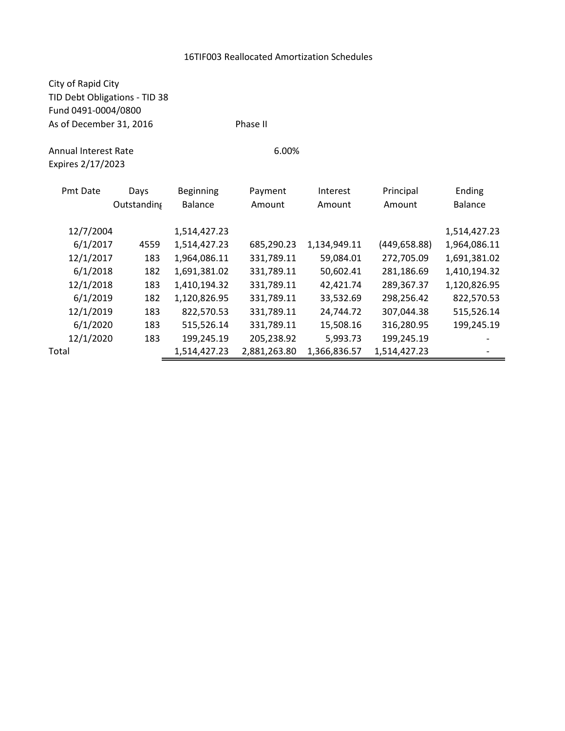16TIF003 Reallocated Amortization Schedules

City of Rapid City
TID Debt Obligations - TID 38
Fund 0491-0004/0800
As of December 31, 2016 Phase II

Annual Interest Rate 6.00%
Expires 2/17/2023

| Pmt Date | Days Outstanding | Beginning Balance | Payment Amount | Interest Amount | Principal Amount | Ending Balance |
|---|---|---|---|---|---|---|
| 12/7/2004 | | 1,514,427.23 | | | | 1,514,427.23 |
| 6/1/2017 | 4559 | 1,514,427.23 | 685,290.23 | 1,134,949.11 | (449,658.88) | 1,964,086.11 |
| 12/1/2017 | 183 | 1,964,086.11 | 331,789.11 | 59,084.01 | 272,705.09 | 1,691,381.02 |
| 6/1/2018 | 182 | 1,691,381.02 | 331,789.11 | 50,602.41 | 281,186.69 | 1,410,194.32 |
| 12/1/2018 | 183 | 1,410,194.32 | 331,789.11 | 42,421.74 | 289,367.37 | 1,120,826.95 |
| 6/1/2019 | 182 | 1,120,826.95 | 331,789.11 | 33,532.69 | 298,256.42 | 822,570.53 |
| 12/1/2019 | 183 | 822,570.53 | 331,789.11 | 24,744.72 | 307,044.38 | 515,526.14 |
| 6/1/2020 | 183 | 515,526.14 | 331,789.11 | 15,508.16 | 316,280.95 | 199,245.19 |
| 12/1/2020 | 183 | 199,245.19 | 205,238.92 | 5,993.73 | 199,245.19 | - |
| Total | | 1,514,427.23 | 2,881,263.80 | 1,366,836.57 | 1,514,427.23 | - |